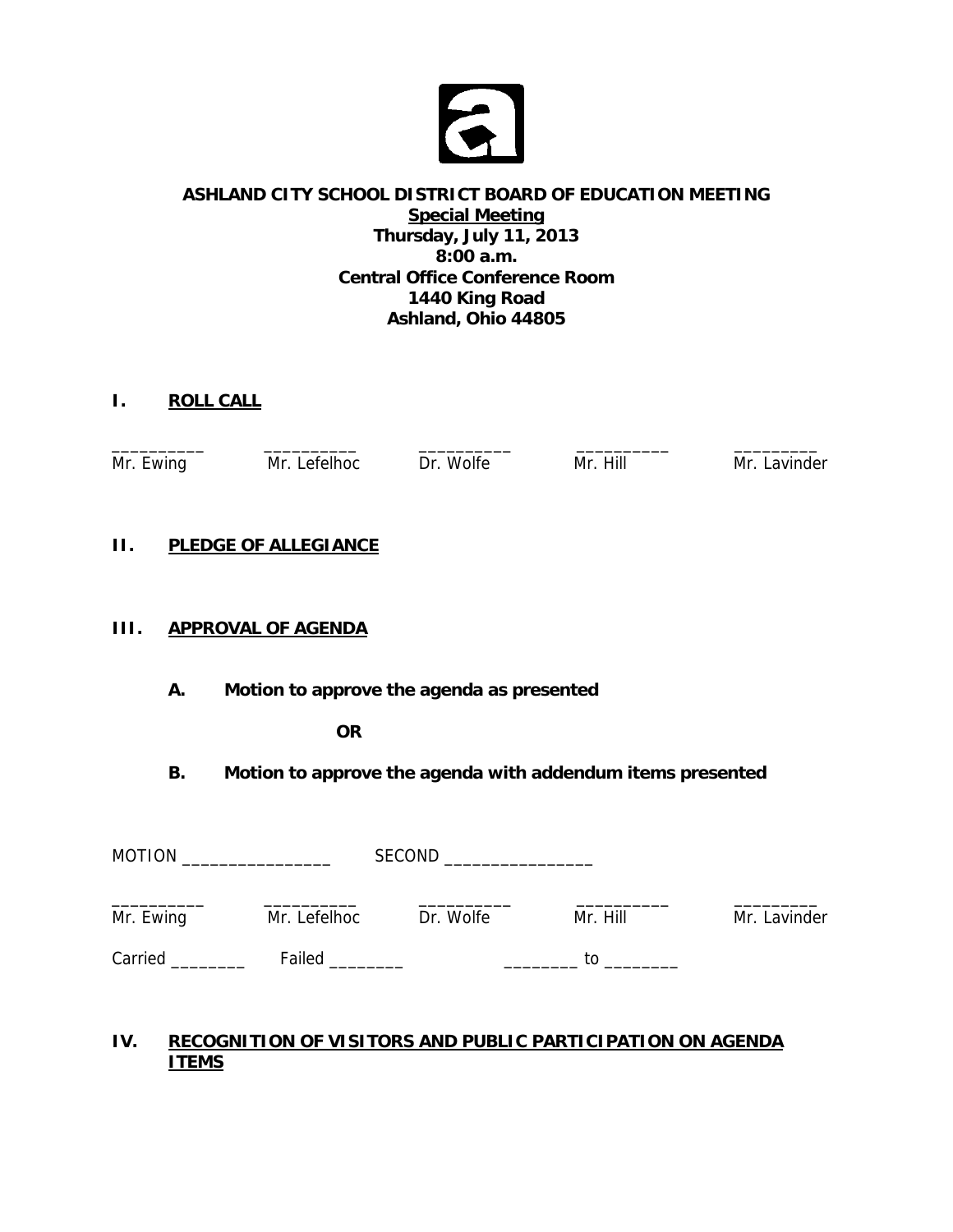# ASHLAND CITY SCHOOL DISTRICT BOARD OF EDUCATION MEETING

**Special Meeting**
**Thursday, July 11, 2013**
**8:00 a.m.**
**Central Office Conference Room**
**1440 King Road**
**Ashland, Ohio 44805**

## I. ROLL CALL

| __________ | __________ | __________ | __________ | _________ |
|---|---|---|---|---|
| Mr. Ewing | Mr. Lefelhoc | Dr. Wolfe | Mr. Hill | Mr. Lavinder |

## II. PLEDGE OF ALLEGIANCE

## III. APPROVAL OF AGENDA

**A. Motion to approve the agenda as presented**

**OR**

**B. Motion to approve the agenda with addendum items presented**

MOTION ________________ SECOND ________________

| __________ | __________ | __________ | __________ | _________ |
|---|---|---|---|---|
| Mr. Ewing | Mr. Lefelhoc | Dr. Wolfe | Mr. Hill | Mr. Lavinder |

Carried ________ Failed ________ ________ to ________

## IV. RECOGNITION OF VISITORS AND PUBLIC PARTICIPATION ON AGENDA ITEMS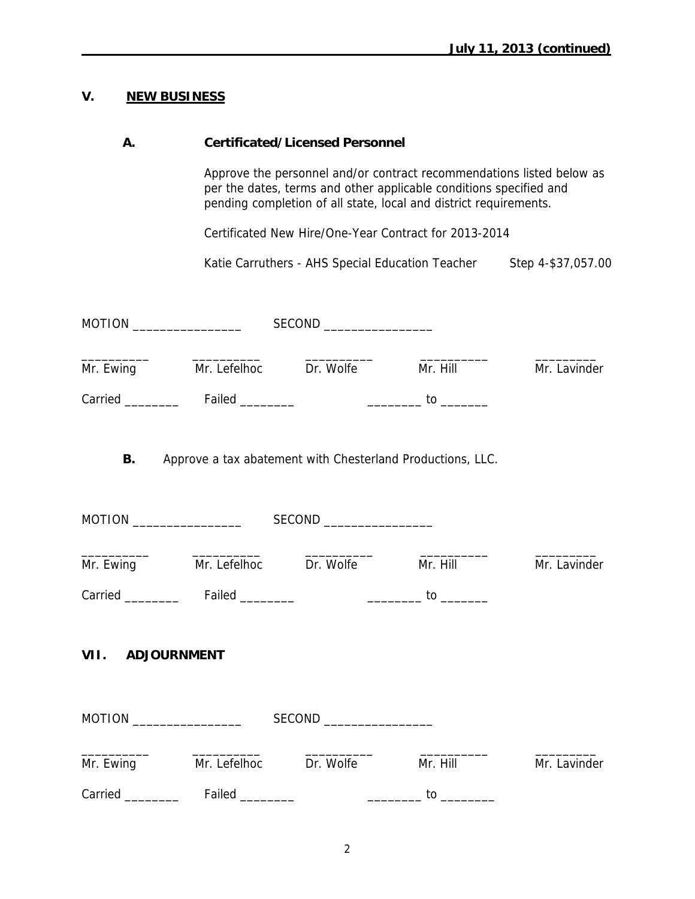**July 11, 2013 (continued)**

## V. NEW BUSINESS

### A. Certificated/Licensed Personnel

Approve the personnel and/or contract recommendations listed below as per the dates, terms and other applicable conditions specified and pending completion of all state, local and district requirements.

Certificated New Hire/One-Year Contract for 2013-2014

Katie Carruthers - AHS Special Education Teacher Step 4-$37,057.00

MOTION ________________ SECOND ________________

| __________ | __________ | __________ | __________ | _________ |
|---|---|---|---|---|
| Mr. Ewing | Mr. Lefelhoc | Dr. Wolfe | Mr. Hill | Mr. Lavinder |

Carried ________ Failed ________ ________ to _______

**B.** Approve a tax abatement with Chesterland Productions, LLC.

MOTION ________________ SECOND ________________

| __________ | __________ | __________ | __________ | _________ |
|---|---|---|---|---|
| Mr. Ewing | Mr. Lefelhoc | Dr. Wolfe | Mr. Hill | Mr. Lavinder |

Carried ________ Failed ________ ________ to _______

## VII. ADJOURNMENT

MOTION ________________ SECOND ________________

| __________ | __________ | __________ | __________ | _________ |
|---|---|---|---|---|
| Mr. Ewing | Mr. Lefelhoc | Dr. Wolfe | Mr. Hill | Mr. Lavinder |

Carried ________ Failed ________ ________ to ________